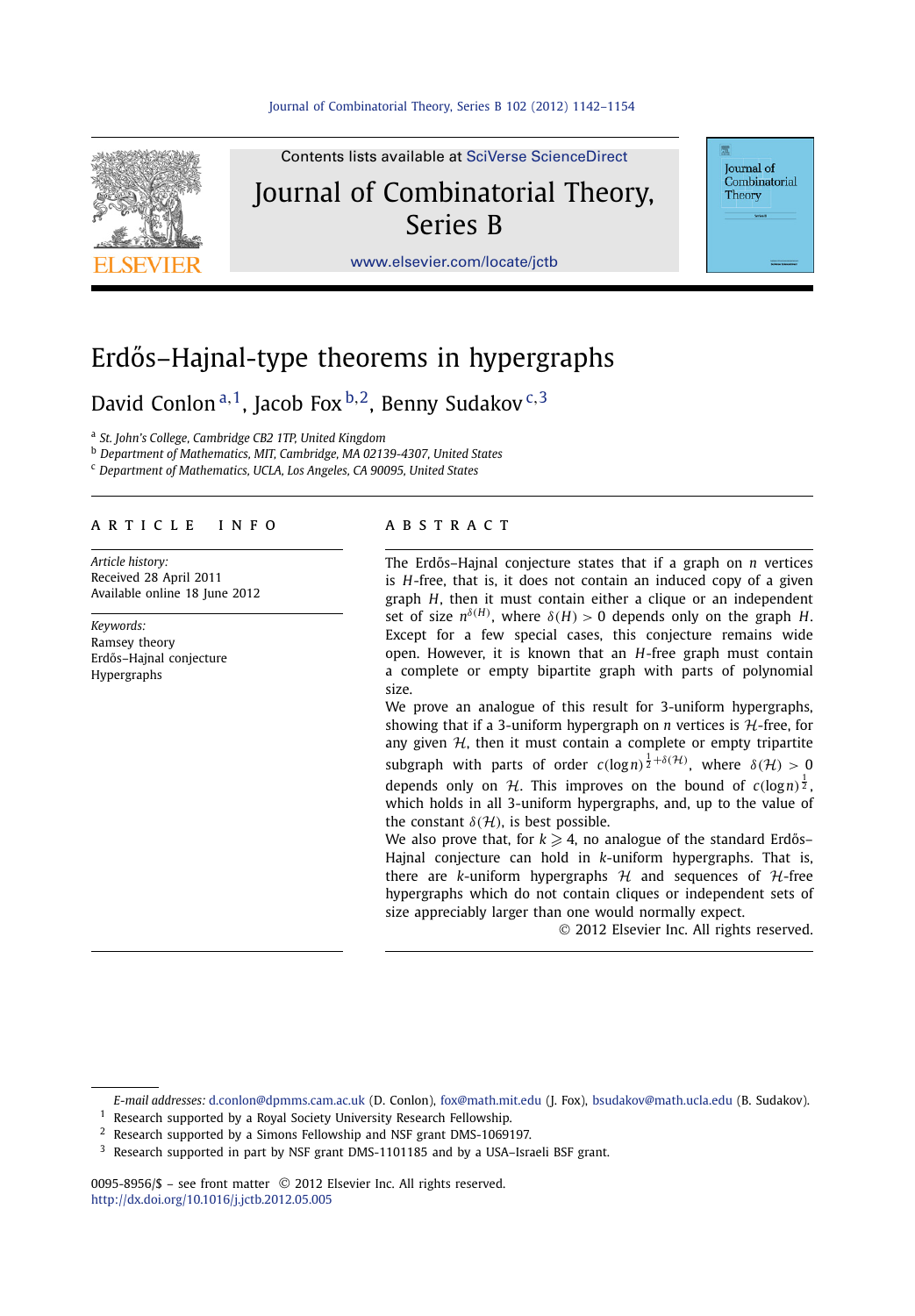# Erdős–Hajnal-type theorems in hypergraphs

David Conlon [a,1], Jacob Fox [b,2], Benny Sudakov [c,3]

[a] St. John's College, Cambridge CB2 1TP, United Kingdom
[b] Department of Mathematics, MIT, Cambridge, MA 02139-4307, United States
[c] Department of Mathematics, UCLA, Los Angeles, CA 90095, United States

## ARTICLE INFO

*Article history:*
Received 28 April 2011
Available online 18 June 2012

*Keywords:*
Ramsey theory
Erdős–Hajnal conjecture
Hypergraphs

## ABSTRACT

The Erdős–Hajnal conjecture states that if a graph on $n$ vertices is $H$-free, that is, it does not contain an induced copy of a given graph $H$, then it must contain either a clique or an independent set of size $n^{\delta(H)}$, where $\delta(H) > 0$ depends only on the graph $H$. Except for a few special cases, this conjecture remains wide open. However, it is known that an $H$-free graph must contain a complete or empty bipartite graph with parts of polynomial size.

We prove an analogue of this result for 3-uniform hypergraphs, showing that if a 3-uniform hypergraph on $n$ vertices is $\mathcal{H}$-free, for any given $\mathcal{H}$, then it must contain a complete or empty tripartite subgraph with parts of order $c(\log n)^{\frac{1}{2}+\delta(\mathcal{H})}$, where $\delta(\mathcal{H}) > 0$ depends only on $\mathcal{H}$. This improves on the bound of $c(\log n)^{\frac{1}{2}}$, which holds in all 3-uniform hypergraphs, and, up to the value of the constant $\delta(\mathcal{H})$, is best possible.

We also prove that, for $k \geqslant 4$, no analogue of the standard Erdős–Hajnal conjecture can hold in $k$-uniform hypergraphs. That is, there are $k$-uniform hypergraphs $\mathcal{H}$ and sequences of $\mathcal{H}$-free hypergraphs which do not contain cliques or independent sets of size appreciably larger than one would normally expect.

© 2012 Elsevier Inc. All rights reserved.

---

*E-mail addresses:* d.conlon@dpmms.cam.ac.uk (D. Conlon), fox@math.mit.edu (J. Fox), bsudakov@math.ucla.edu (B. Sudakov).

[1] Research supported by a Royal Society University Research Fellowship.
[2] Research supported by a Simons Fellowship and NSF grant DMS-1069197.
[3] Research supported in part by NSF grant DMS-1101185 and by a USA–Israeli BSF grant.

0095-8956/$ – see front matter © 2012 Elsevier Inc. All rights reserved.
http://dx.doi.org/10.1016/j.jctb.2012.05.005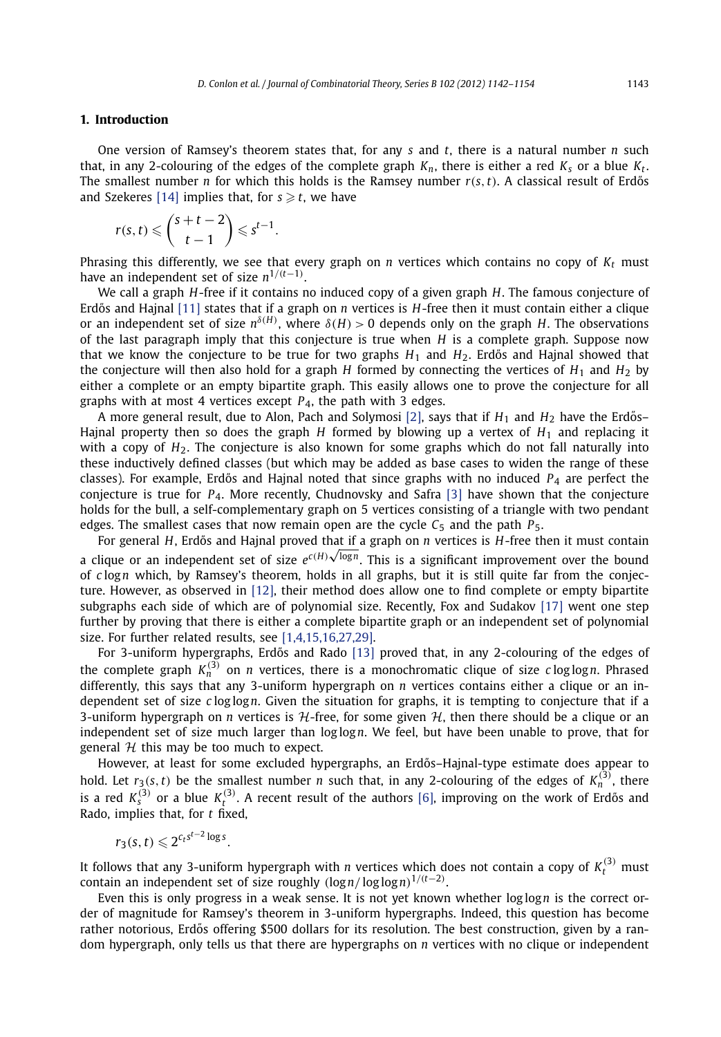## 1. Introduction

One version of Ramsey's theorem states that, for any $s$ and $t$, there is a natural number $n$ such that, in any 2-colouring of the edges of the complete graph $K_n$, there is either a red $K_s$ or a blue $K_t$. The smallest number $n$ for which this holds is the Ramsey number $r(s,t)$. A classical result of Erdős and Szekeres [14] implies that, for $s \geqslant t$, we have

$$r(s,t) \leqslant \binom{s+t-2}{t-1} \leqslant s^{t-1}.$$

Phrasing this differently, we see that every graph on $n$ vertices which contains no copy of $K_t$ must have an independent set of size $n^{1/(t-1)}$.

We call a graph $H$-free if it contains no induced copy of a given graph $H$. The famous conjecture of Erdős and Hajnal [11] states that if a graph on $n$ vertices is $H$-free then it must contain either a clique or an independent set of size $n^{\delta(H)}$, where $\delta(H) > 0$ depends only on the graph $H$. The observations of the last paragraph imply that this conjecture is true when $H$ is a complete graph. Suppose now that we know the conjecture to be true for two graphs $H_1$ and $H_2$. Erdős and Hajnal showed that the conjecture will then also hold for a graph $H$ formed by connecting the vertices of $H_1$ and $H_2$ by either a complete or an empty bipartite graph. This easily allows one to prove the conjecture for all graphs with at most 4 vertices except $P_4$, the path with 3 edges.

A more general result, due to Alon, Pach and Solymosi [2], says that if $H_1$ and $H_2$ have the Erdős–Hajnal property then so does the graph $H$ formed by blowing up a vertex of $H_1$ and replacing it with a copy of $H_2$. The conjecture is also known for some graphs which do not fall naturally into these inductively defined classes (but which may be added as base cases to widen the range of these classes). For example, Erdős and Hajnal noted that since graphs with no induced $P_4$ are perfect the conjecture is true for $P_4$. More recently, Chudnovsky and Safra [3] have shown that the conjecture holds for the bull, a self-complementary graph on 5 vertices consisting of a triangle with two pendant edges. The smallest cases that now remain open are the cycle $C_5$ and the path $P_5$.

For general $H$, Erdős and Hajnal proved that if a graph on $n$ vertices is $H$-free then it must contain a clique or an independent set of size $e^{c(H)\sqrt{\log n}}$. This is a significant improvement over the bound of $c \log n$ which, by Ramsey's theorem, holds in all graphs, but it is still quite far from the conjecture. However, as observed in [12], their method does allow one to find complete or empty bipartite subgraphs each side of which are of polynomial size. Recently, Fox and Sudakov [17] went one step further by proving that there is either a complete bipartite graph or an independent set of polynomial size. For further related results, see [1,4,15,16,27,29].

For 3-uniform hypergraphs, Erdős and Rado [13] proved that, in any 2-colouring of the edges of the complete graph $K_n^{(3)}$ on $n$ vertices, there is a monochromatic clique of size $c \log\log n$. Phrased differently, this says that any 3-uniform hypergraph on $n$ vertices contains either a clique or an independent set of size $c \log\log n$. Given the situation for graphs, it is tempting to conjecture that if a 3-uniform hypergraph on $n$ vertices is $\mathcal{H}$-free, for some given $\mathcal{H}$, then there should be a clique or an independent set of size much larger than $\log\log n$. We feel, but have been unable to prove, that for general $\mathcal{H}$ this may be too much to expect.

However, at least for some excluded hypergraphs, an Erdős–Hajnal-type estimate does appear to hold. Let $r_3(s,t)$ be the smallest number $n$ such that, in any 2-colouring of the edges of $K_n^{(3)}$, there is a red $K_s^{(3)}$ or a blue $K_t^{(3)}$. A recent result of the authors [6], improving on the work of Erdős and Rado, implies that, for $t$ fixed,

$$r_3(s,t) \leqslant 2^{c_t s^{t-2} \log s}.$$

It follows that any 3-uniform hypergraph with $n$ vertices which does not contain a copy of $K_t^{(3)}$ must contain an independent set of size roughly $(\log n / \log\log n)^{1/(t-2)}$.

Even this is only progress in a weak sense. It is not yet known whether $\log\log n$ is the correct order of magnitude for Ramsey's theorem in 3-uniform hypergraphs. Indeed, this question has become rather notorious, Erdős offering \$500 dollars for its resolution. The best construction, given by a random hypergraph, only tells us that there are hypergraphs on $n$ vertices with no clique or independent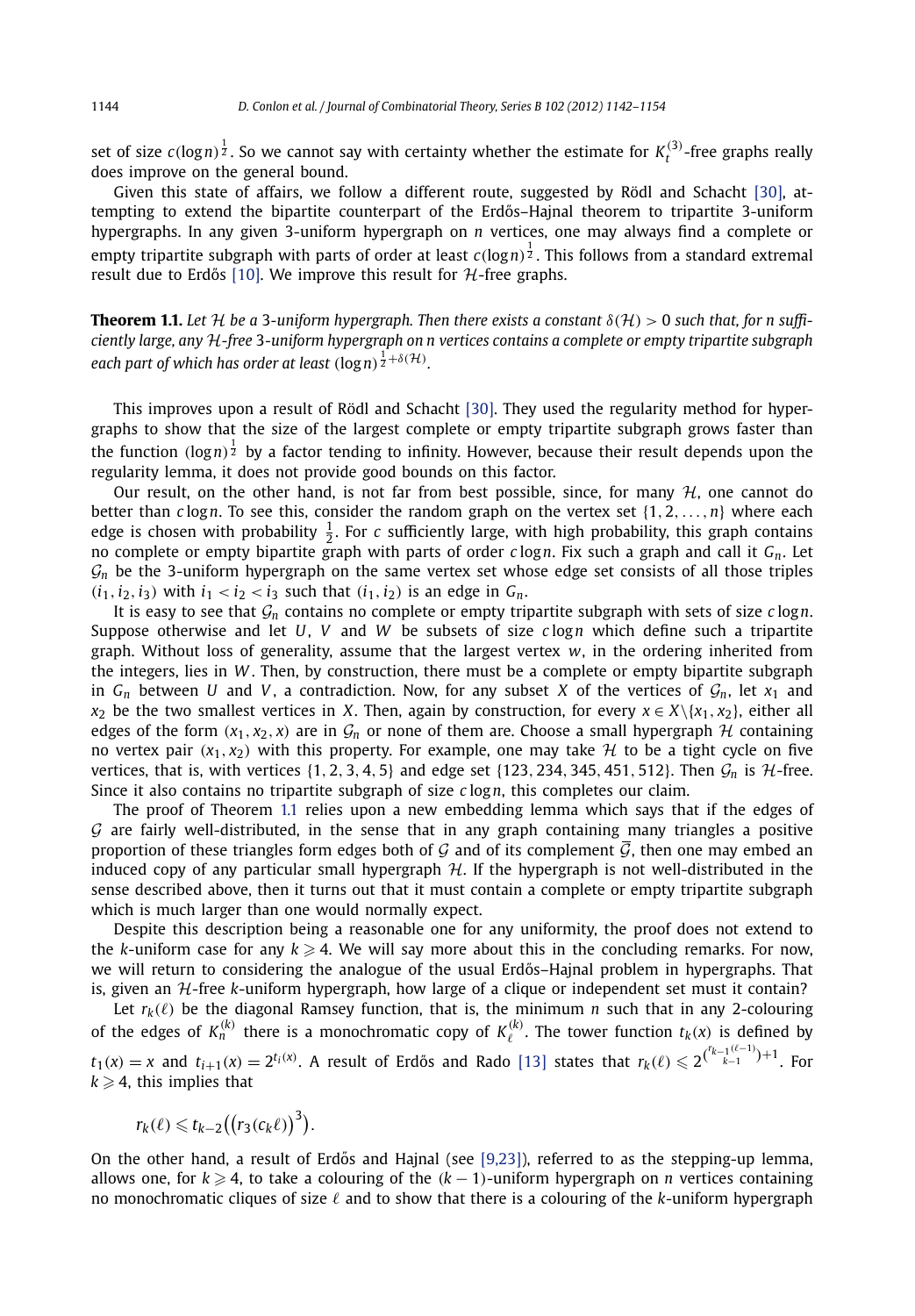set of size $c(\log n)^{\frac{1}{2}}$. So we cannot say with certainty whether the estimate for $K_t^{(3)}$-free graphs really does improve on the general bound.

Given this state of affairs, we follow a different route, suggested by Rödl and Schacht [30], attempting to extend the bipartite counterpart of the Erdős–Hajnal theorem to tripartite 3-uniform hypergraphs. In any given 3-uniform hypergraph on $n$ vertices, one may always find a complete or empty tripartite subgraph with parts of order at least $c(\log n)^{\frac{1}{2}}$. This follows from a standard extremal result due to Erdős [10]. We improve this result for $\mathcal{H}$-free graphs.

**Theorem 1.1.** *Let $\mathcal{H}$ be a 3-uniform hypergraph. Then there exists a constant $\delta(\mathcal{H}) > 0$ such that, for $n$ sufficiently large, any $\mathcal{H}$-free 3-uniform hypergraph on $n$ vertices contains a complete or empty tripartite subgraph each part of which has order at least $(\log n)^{\frac{1}{2}+\delta(\mathcal{H})}$.*

This improves upon a result of Rödl and Schacht [30]. They used the regularity method for hypergraphs to show that the size of the largest complete or empty tripartite subgraph grows faster than the function $(\log n)^{\frac{1}{2}}$ by a factor tending to infinity. However, because their result depends upon the regularity lemma, it does not provide good bounds on this factor.

Our result, on the other hand, is not far from best possible, since, for many $\mathcal{H}$, one cannot do better than $c\log n$. To see this, consider the random graph on the vertex set $\{1, 2, \ldots, n\}$ where each edge is chosen with probability $\frac{1}{2}$. For $c$ sufficiently large, with high probability, this graph contains no complete or empty bipartite graph with parts of order $c\log n$. Fix such a graph and call it $G_n$. Let $\mathcal{G}_n$ be the 3-uniform hypergraph on the same vertex set whose edge set consists of all those triples $(i_1, i_2, i_3)$ with $i_1 < i_2 < i_3$ such that $(i_1, i_2)$ is an edge in $G_n$.

It is easy to see that $\mathcal{G}_n$ contains no complete or empty tripartite subgraph with sets of size $c\log n$. Suppose otherwise and let $U$, $V$ and $W$ be subsets of size $c\log n$ which define such a tripartite graph. Without loss of generality, assume that the largest vertex $w$, in the ordering inherited from the integers, lies in $W$. Then, by construction, there must be a complete or empty bipartite subgraph in $G_n$ between $U$ and $V$, a contradiction. Now, for any subset $X$ of the vertices of $\mathcal{G}_n$, let $x_1$ and $x_2$ be the two smallest vertices in $X$. Then, again by construction, for every $x \in X\backslash\{x_1, x_2\}$, either all edges of the form $(x_1, x_2, x)$ are in $\mathcal{G}_n$ or none of them are. Choose a small hypergraph $\mathcal{H}$ containing no vertex pair $(x_1, x_2)$ with this property. For example, one may take $\mathcal{H}$ to be a tight cycle on five vertices, that is, with vertices $\{1, 2, 3, 4, 5\}$ and edge set $\{123, 234, 345, 451, 512\}$. Then $\mathcal{G}_n$ is $\mathcal{H}$-free. Since it also contains no tripartite subgraph of size $c\log n$, this completes our claim.

The proof of Theorem 1.1 relies upon a new embedding lemma which says that if the edges of $\mathcal{G}$ are fairly well-distributed, in the sense that in any graph containing many triangles a positive proportion of these triangles form edges both of $\mathcal{G}$ and of its complement $\overline{\mathcal{G}}$, then one may embed an induced copy of any particular small hypergraph $\mathcal{H}$. If the hypergraph is not well-distributed in the sense described above, then it turns out that it must contain a complete or empty tripartite subgraph which is much larger than one would normally expect.

Despite this description being a reasonable one for any uniformity, the proof does not extend to the $k$-uniform case for any $k \geqslant 4$. We will say more about this in the concluding remarks. For now, we will return to considering the analogue of the usual Erdős–Hajnal problem in hypergraphs. That is, given an $\mathcal{H}$-free $k$-uniform hypergraph, how large of a clique or independent set must it contain?

Let $r_k(\ell)$ be the diagonal Ramsey function, that is, the minimum $n$ such that in any 2-colouring of the edges of $K_n^{(k)}$ there is a monochromatic copy of $K_\ell^{(k)}$. The tower function $t_k(x)$ is defined by $t_1(x) = x$ and $t_{i+1}(x) = 2^{t_i(x)}$. A result of Erdős and Rado [13] states that $r_k(\ell) \leqslant 2^{\binom{r_{k-1}(\ell-1)}{k-1}+1}$. For $k \geqslant 4$, this implies that

$$r_k(\ell) \leqslant t_{k-2}\big((r_3(c_k\ell))^3\big).$$

On the other hand, a result of Erdős and Hajnal (see [9,23]), referred to as the stepping-up lemma, allows one, for $k \geqslant 4$, to take a colouring of the $(k-1)$-uniform hypergraph on $n$ vertices containing no monochromatic cliques of size $\ell$ and to show that there is a colouring of the $k$-uniform hypergraph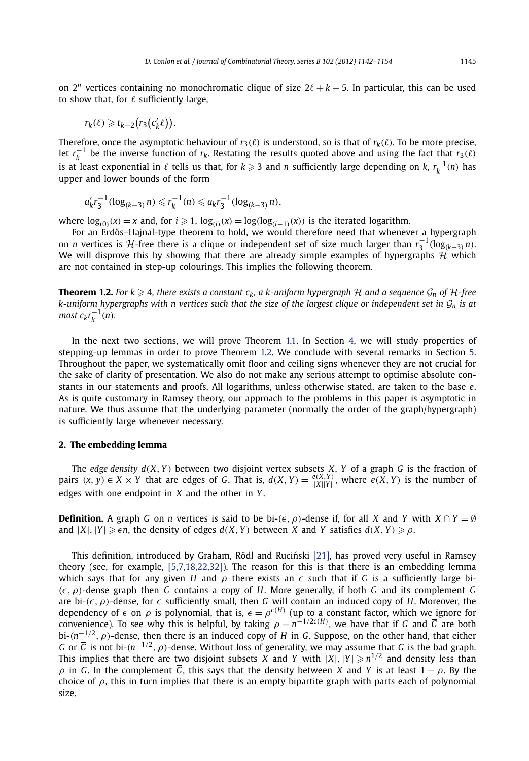on $2^n$ vertices containing no monochromatic clique of size $2\ell + k - 5$. In particular, this can be used to show that, for $\ell$ sufficiently large,

$$r_k(\ell) \geqslant t_{k-2}\big(r_3\big(c'_k \ell\big)\big).$$

Therefore, once the asymptotic behaviour of $r_3(\ell)$ is understood, so is that of $r_k(\ell)$. To be more precise, let $r_k^{-1}$ be the inverse function of $r_k$. Restating the results quoted above and using the fact that $r_3(\ell)$ is at least exponential in $\ell$ tells us that, for $k \geqslant 3$ and $n$ sufficiently large depending on $k$, $r_k^{-1}(n)$ has upper and lower bounds of the form

$$a'_k r_3^{-1}(\log_{(k-3)} n) \leqslant r_k^{-1}(n) \leqslant a_k r_3^{-1}(\log_{(k-3)} n),$$

where $\log_{(0)}(x) = x$ and, for $i \geqslant 1$, $\log_{(i)}(x) = \log(\log_{(i-1)}(x))$ is the iterated logarithm.

For an Erdős–Hajnal-type theorem to hold, we would therefore need that whenever a hypergraph on $n$ vertices is $\mathcal{H}$-free there is a clique or independent set of size much larger than $r_3^{-1}(\log_{(k-3)} n)$. We will disprove this by showing that there are already simple examples of hypergraphs $\mathcal{H}$ which are not contained in step-up colourings. This implies the following theorem.

**Theorem 1.2.** *For $k \geqslant 4$, there exists a constant $c_k$, a $k$-uniform hypergraph $\mathcal{H}$ and a sequence $\mathcal{G}_n$ of $\mathcal{H}$-free $k$-uniform hypergraphs with $n$ vertices such that the size of the largest clique or independent set in $\mathcal{G}_n$ is at most $c_k r_k^{-1}(n)$.*

In the next two sections, we will prove Theorem 1.1. In Section 4, we will study properties of stepping-up lemmas in order to prove Theorem 1.2. We conclude with several remarks in Section 5. Throughout the paper, we systematically omit floor and ceiling signs whenever they are not crucial for the sake of clarity of presentation. We also do not make any serious attempt to optimise absolute constants in our statements and proofs. All logarithms, unless otherwise stated, are taken to the base $e$. As is quite customary in Ramsey theory, our approach to the problems in this paper is asymptotic in nature. We thus assume that the underlying parameter (normally the order of the graph/hypergraph) is sufficiently large whenever necessary.

## 2. The embedding lemma

The *edge density* $d(X, Y)$ between two disjoint vertex subsets $X$, $Y$ of a graph $G$ is the fraction of pairs $(x, y) \in X \times Y$ that are edges of $G$. That is, $d(X, Y) = \frac{e(X,Y)}{|X||Y|}$, where $e(X, Y)$ is the number of edges with one endpoint in $X$ and the other in $Y$.

**Definition.** A graph $G$ on $n$ vertices is said to be bi-$(\epsilon, \rho)$-dense if, for all $X$ and $Y$ with $X \cap Y = \emptyset$ and $|X|, |Y| \geqslant \epsilon n$, the density of edges $d(X, Y)$ between $X$ and $Y$ satisfies $d(X, Y) \geqslant \rho$.

This definition, introduced by Graham, Rödl and Ruciński [21], has proved very useful in Ramsey theory (see, for example, [5,7,18,22,32]). The reason for this is that there is an embedding lemma which says that for any given $H$ and $\rho$ there exists an $\epsilon$ such that if $G$ is a sufficiently large bi-$(\epsilon, \rho)$-dense graph then $G$ contains a copy of $H$. More generally, if both $G$ and its complement $\overline{G}$ are bi-$(\epsilon, \rho)$-dense, for $\epsilon$ sufficiently small, then $G$ will contain an induced copy of $H$. Moreover, the dependency of $\epsilon$ on $\rho$ is polynomial, that is, $\epsilon = \rho^{c(H)}$ (up to a constant factor, which we ignore for convenience). To see why this is helpful, by taking $\rho = n^{-1/2c(H)}$, we have that if $G$ and $\overline{G}$ are both bi-$(n^{-1/2}, \rho)$-dense, then there is an induced copy of $H$ in $G$. Suppose, on the other hand, that either $G$ or $\overline{G}$ is not bi-$(n^{-1/2}, \rho)$-dense. Without loss of generality, we may assume that $G$ is the bad graph. This implies that there are two disjoint subsets $X$ and $Y$ with $|X|, |Y| \geqslant n^{1/2}$ and density less than $\rho$ in $G$. In the complement $\overline{G}$, this says that the density between $X$ and $Y$ is at least $1 - \rho$. By the choice of $\rho$, this in turn implies that there is an empty bipartite graph with parts each of polynomial size.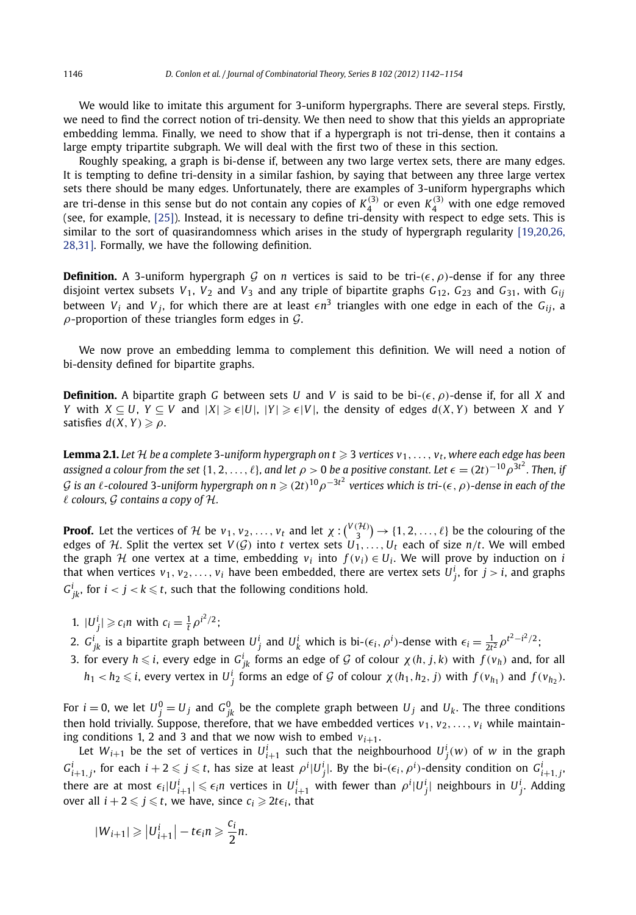We would like to imitate this argument for 3-uniform hypergraphs. There are several steps. Firstly, we need to find the correct notion of tri-density. We then need to show that this yields an appropriate embedding lemma. Finally, we need to show that if a hypergraph is not tri-dense, then it contains a large empty tripartite subgraph. We will deal with the first two of these in this section.

Roughly speaking, a graph is bi-dense if, between any two large vertex sets, there are many edges. It is tempting to define tri-density in a similar fashion, by saying that between any three large vertex sets there should be many edges. Unfortunately, there are examples of 3-uniform hypergraphs which are tri-dense in this sense but do not contain any copies of $K_4^{(3)}$ or even $K_4^{(3)}$ with one edge removed (see, for example, [25]). Instead, it is necessary to define tri-density with respect to edge sets. This is similar to the sort of quasirandomness which arises in the study of hypergraph regularity [19,20,26,28,31]. Formally, we have the following definition.

**Definition.** A 3-uniform hypergraph $\mathcal{G}$ on $n$ vertices is said to be tri-$(\epsilon, \rho)$-dense if for any three disjoint vertex subsets $V_1$, $V_2$ and $V_3$ and any triple of bipartite graphs $G_{12}$, $G_{23}$ and $G_{31}$, with $G_{ij}$ between $V_i$ and $V_j$, for which there are at least $\epsilon n^3$ triangles with one edge in each of the $G_{ij}$, a $\rho$-proportion of these triangles form edges in $\mathcal{G}$.

We now prove an embedding lemma to complement this definition. We will need a notion of bi-density defined for bipartite graphs.

**Definition.** A bipartite graph $G$ between sets $U$ and $V$ is said to be bi-$(\epsilon, \rho)$-dense if, for all $X$ and $Y$ with $X \subseteq U$, $Y \subseteq V$ and $|X| \geqslant \epsilon|U|$, $|Y| \geqslant \epsilon|V|$, the density of edges $d(X, Y)$ between $X$ and $Y$ satisfies $d(X, Y) \geqslant \rho$.

**Lemma 2.1.** *Let $\mathcal{H}$ be a complete 3-uniform hypergraph on $t \geqslant 3$ vertices $v_1, \dots, v_t$, where each edge has been assigned a colour from the set $\{1, 2, \dots, \ell\}$, and let $\rho > 0$ be a positive constant. Let $\epsilon = (2t)^{-10}\rho^{3t^2}$. Then, if $\mathcal{G}$ is an $\ell$-coloured 3-uniform hypergraph on $n \geqslant (2t)^{10}\rho^{-3t^2}$ vertices which is tri-$(\epsilon, \rho)$-dense in each of the $\ell$ colours, $\mathcal{G}$ contains a copy of $\mathcal{H}$.*

**Proof.** Let the vertices of $\mathcal{H}$ be $v_1, v_2, \dots, v_t$ and let $\chi : \binom{V(\mathcal{H})}{3} \to \{1, 2, \dots, \ell\}$ be the colouring of the edges of $\mathcal{H}$. Split the vertex set $V(\mathcal{G})$ into $t$ vertex sets $U_1, \dots, U_t$ each of size $n/t$. We will embed the graph $\mathcal{H}$ one vertex at a time, embedding $v_i$ into $f(v_i) \in U_i$. We will prove by induction on $i$ that when vertices $v_1, v_2, \dots, v_i$ have been embedded, there are vertex sets $U_j^i$, for $j > i$, and graphs $G_{jk}^i$, for $i < j < k \leqslant t$, such that the following conditions hold.

1. $|U_j^i| \geqslant c_i n$ with $c_i = \frac{1}{t}\rho^{i^2/2}$;
2. $G_{jk}^i$ is a bipartite graph between $U_j^i$ and $U_k^i$ which is bi-$(\epsilon_i, \rho^i)$-dense with $\epsilon_i = \frac{1}{2t^2}\rho^{t^2 - i^2/2}$;
3. for every $h \leqslant i$, every edge in $G_{jk}^i$ forms an edge of $\mathcal{G}$ of colour $\chi(h, j, k)$ with $f(v_h)$ and, for all $h_1 < h_2 \leqslant i$, every vertex in $U_j^i$ forms an edge of $\mathcal{G}$ of colour $\chi(h_1, h_2, j)$ with $f(v_{h_1})$ and $f(v_{h_2})$.

For $i = 0$, we let $U_j^0 = U_j$ and $G_{jk}^0$ be the complete graph between $U_j$ and $U_k$. The three conditions then hold trivially. Suppose, therefore, that we have embedded vertices $v_1, v_2, \dots, v_i$ while maintaining conditions 1, 2 and 3 and that we now wish to embed $v_{i+1}$.

Let $W_{i+1}$ be the set of vertices in $U_{i+1}^i$ such that the neighbourhood $U_j^i(w)$ of $w$ in the graph $G_{i+1,j}^i$, for each $i + 2 \leqslant j \leqslant t$, has size at least $\rho^i|U_j^i|$. By the bi-$(\epsilon_i, \rho^i)$-density condition on $G_{i+1,j}^i$, there are at most $\epsilon_i|U_{i+1}^i| \leqslant \epsilon_i n$ vertices in $U_{i+1}^i$ with fewer than $\rho^i|U_j^i|$ neighbours in $U_j^i$. Adding over all $i + 2 \leqslant j \leqslant t$, we have, since $c_i \geqslant 2t\epsilon_i$, that

$$|W_{i+1}| \geqslant \left|U_{i+1}^i\right| - t\epsilon_i n \geqslant \frac{c_i}{2}n.$$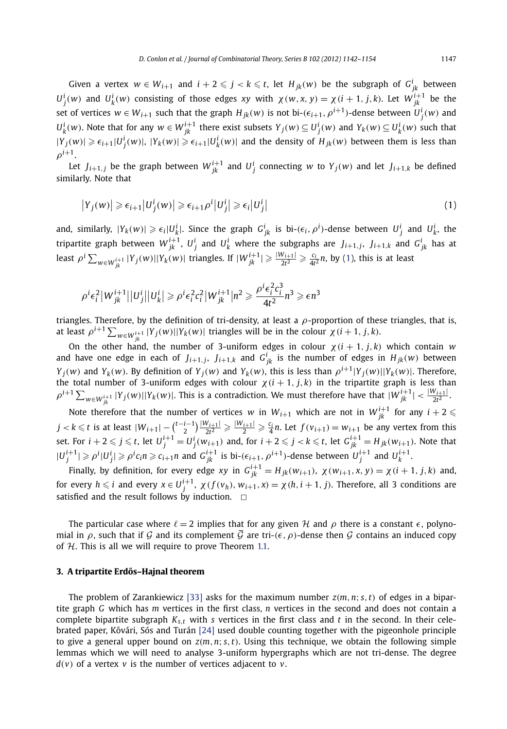Given a vertex $w \in W_{i+1}$ and $i+2 \leqslant j < k \leqslant t$, let $H_{jk}(w)$ be the subgraph of $G^i_{jk}$ between $U^i_j(w)$ and $U^i_k(w)$ consisting of those edges $xy$ with $\chi(w,x,y) = \chi(i+1,j,k)$. Let $W^{i+1}_{jk}$ be the set of vertices $w \in W_{i+1}$ such that the graph $H_{jk}(w)$ is not bi-$(\epsilon_{i+1}, \rho^{i+1})$-dense between $U^i_j(w)$ and $U^i_k(w)$. Note that for any $w \in W^{i+1}_{jk}$ there exist subsets $Y_j(w) \subseteq U^i_j(w)$ and $Y_k(w) \subseteq U^i_k(w)$ such that $|Y_j(w)| \geqslant \epsilon_{i+1}|U^i_j(w)|$, $|Y_k(w)| \geqslant \epsilon_{i+1}|U^i_k(w)|$ and the density of $H_{jk}(w)$ between them is less than $\rho^{i+1}$.

Let $J_{i+1,j}$ be the graph between $W^{i+1}_{jk}$ and $U^i_j$ connecting $w$ to $Y_j(w)$ and let $J_{i+1,k}$ be defined similarly. Note that

$$\left|Y_j(w)\right| \geqslant \epsilon_{i+1}\left|U^i_j(w)\right| \geqslant \epsilon_{i+1}\rho^i\left|U^i_j\right| \geqslant \epsilon_i\left|U^i_j\right| \tag{1}$$

and, similarly, $|Y_k(w)| \geqslant \epsilon_i|U^i_k|$. Since the graph $G^i_{jk}$ is bi-$(\epsilon_i, \rho^i)$-dense between $U^i_j$ and $U^i_k$, the tripartite graph between $W^{i+1}_{jk}$, $U^i_j$ and $U^i_k$ where the subgraphs are $J_{i+1,j}$, $J_{i+1,k}$ and $G^i_{jk}$ has at least $\rho^i \sum_{w \in W^{i+1}_{jk}} |Y_j(w)||Y_k(w)|$ triangles. If $|W^{i+1}_{jk}| \geqslant \frac{|W_{i+1}|}{2t^2} \geqslant \frac{c_i}{4t^2}n$, by (1), this is at least

$$\rho^i\epsilon_i^2\left|W^{i+1}_{jk}\right|\left|U^i_j\right|\left|U^i_k\right| \geqslant \rho^i\epsilon_i^2c_i^2\left|W^{i+1}_{jk}\right|n^2 \geqslant \frac{\rho^i\epsilon_i^2c_i^3}{4t^2}n^3 \geqslant \epsilon n^3$$

triangles. Therefore, by the definition of tri-density, at least a $\rho$-proportion of these triangles, that is, at least $\rho^{i+1}\sum_{w \in W^{i+1}_{jk}} |Y_j(w)||Y_k(w)|$ triangles will be in the colour $\chi(i+1,j,k)$.

On the other hand, the number of 3-uniform edges in colour $\chi(i+1,j,k)$ which contain $w$ and have one edge in each of $J_{i+1,j}$, $J_{i+1,k}$ and $G^i_{jk}$ is the number of edges in $H_{jk}(w)$ between $Y_j(w)$ and $Y_k(w)$. By definition of $Y_j(w)$ and $Y_k(w)$, this is less than $\rho^{i+1}|Y_j(w)||Y_k(w)|$. Therefore, the total number of 3-uniform edges with colour $\chi(i+1,j,k)$ in the tripartite graph is less than $\rho^{i+1}\sum_{w \in W^{i+1}_{jk}} |Y_j(w)||Y_k(w)|$. This is a contradiction. We must therefore have that $|W^{i+1}_{jk}| < \frac{|W_{i+1}|}{2t^2}$.

Note therefore that the number of vertices $w$ in $W_{i+1}$ which are not in $W^{i+1}_{jk}$ for any $i+2 \leqslant j < k \leqslant t$ is at least $|W_{i+1}| - \binom{t-i-1}{2}\frac{|W_{i+1}|}{2t^2} \geqslant \frac{|W_{i+1}|}{2} \geqslant \frac{c_i}{4}n$. Let $f(v_{i+1}) = w_{i+1}$ be any vertex from this set. For $i+2 \leqslant j \leqslant t$, let $U^{i+1}_j = U^i_j(w_{i+1})$ and, for $i+2 \leqslant j < k \leqslant t$, let $G^{i+1}_{jk} = H_{jk}(w_{i+1})$. Note that $|U^{i+1}_j| \geqslant \rho^i|U^i_j| \geqslant \rho^i c_i n \geqslant c_{i+1}n$ and $G^{i+1}_{jk}$ is bi-$(\epsilon_{i+1}, \rho^{i+1})$-dense between $U^{i+1}_j$ and $U^{i+1}_k$.

Finally, by definition, for every edge $xy$ in $G^{i+1}_{jk} = H_{jk}(w_{i+1})$, $\chi(w_{i+1}, x, y) = \chi(i+1, j, k)$ and, for every $h \leqslant i$ and every $x \in U^{i+1}_j$, $\chi(f(v_h), w_{i+1}, x) = \chi(h, i+1, j)$. Therefore, all 3 conditions are satisfied and the result follows by induction. $\square$

The particular case where $\ell = 2$ implies that for any given $\mathcal{H}$ and $\rho$ there is a constant $\epsilon$, polynomial in $\rho$, such that if $\mathcal{G}$ and its complement $\bar{\mathcal{G}}$ are tri-$(\epsilon, \rho)$-dense then $\mathcal{G}$ contains an induced copy of $\mathcal{H}$. This is all we will require to prove Theorem 1.1.

## 3. A tripartite Erdős–Hajnal theorem

The problem of Zarankiewicz [33] asks for the maximum number $z(m,n;s,t)$ of edges in a bipartite graph $G$ which has $m$ vertices in the first class, $n$ vertices in the second and does not contain a complete bipartite subgraph $K_{s,t}$ with $s$ vertices in the first class and $t$ in the second. In their celebrated paper, Kővári, Sós and Turán [24] used double counting together with the pigeonhole principle to give a general upper bound on $z(m,n;s,t)$. Using this technique, we obtain the following simple lemmas which we will need to analyse 3-uniform hypergraphs which are not tri-dense. The degree $d(v)$ of a vertex $v$ is the number of vertices adjacent to $v$.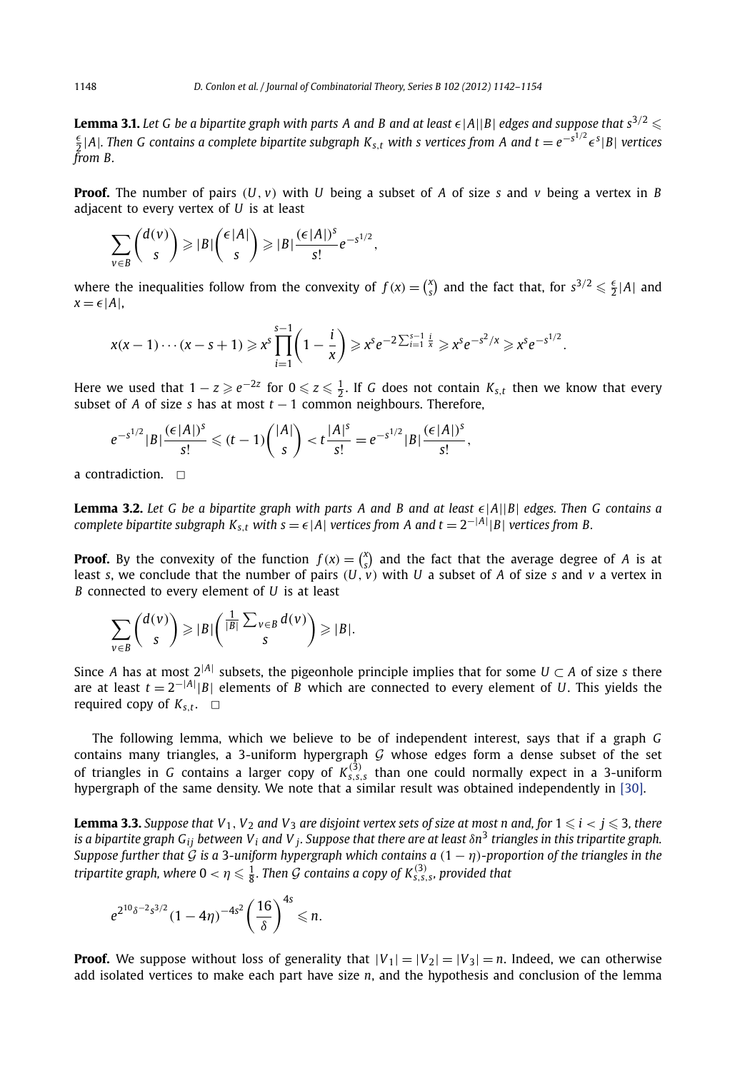**Lemma 3.1.** *Let $G$ be a bipartite graph with parts $A$ and $B$ and at least $\epsilon|A||B|$ edges and suppose that $s^{3/2} \leqslant \frac{\epsilon}{2}|A|$. Then $G$ contains a complete bipartite subgraph $K_{s,t}$ with $s$ vertices from $A$ and $t = e^{-s^{1/2}}\epsilon^s|B|$ vertices from $B$.*

**Proof.** The number of pairs $(U, v)$ with $U$ being a subset of $A$ of size $s$ and $v$ being a vertex in $B$ adjacent to every vertex of $U$ is at least

$$\sum_{v \in B} \binom{d(v)}{s} \geqslant |B| \binom{\epsilon|A|}{s} \geqslant |B| \frac{(\epsilon|A|)^s}{s!} e^{-s^{1/2}},$$

where the inequalities follow from the convexity of $f(x) = \binom{x}{s}$ and the fact that, for $s^{3/2} \leqslant \frac{\epsilon}{2}|A|$ and $x = \epsilon|A|$,

$$x(x-1)\cdots(x-s+1) \geqslant x^s \prod_{i=1}^{s-1}\left(1 - \frac{i}{x}\right) \geqslant x^s e^{-2\sum_{i=1}^{s-1}\frac{i}{x}} \geqslant x^s e^{-s^2/x} \geqslant x^s e^{-s^{1/2}}.$$

Here we used that $1 - z \geqslant e^{-2z}$ for $0 \leqslant z \leqslant \frac{1}{2}$. If $G$ does not contain $K_{s,t}$ then we know that every subset of $A$ of size $s$ has at most $t - 1$ common neighbours. Therefore,

$$e^{-s^{1/2}}|B| \frac{(\epsilon|A|)^s}{s!} \leqslant (t-1)\binom{|A|}{s} < t \frac{|A|^s}{s!} = e^{-s^{1/2}}|B| \frac{(\epsilon|A|)^s}{s!},$$

a contradiction. $\square$

**Lemma 3.2.** *Let $G$ be a bipartite graph with parts $A$ and $B$ and at least $\epsilon|A||B|$ edges. Then $G$ contains a complete bipartite subgraph $K_{s,t}$ with $s = \epsilon|A|$ vertices from $A$ and $t = 2^{-|A|}|B|$ vertices from $B$.*

**Proof.** By the convexity of the function $f(x) = \binom{x}{s}$ and the fact that the average degree of $A$ is at least $s$, we conclude that the number of pairs $(U, v)$ with $U$ a subset of $A$ of size $s$ and $v$ a vertex in $B$ connected to every element of $U$ is at least

$$\sum_{v \in B} \binom{d(v)}{s} \geqslant |B| \binom{\frac{1}{|B|}\sum_{v \in B} d(v)}{s} \geqslant |B|.$$

Since $A$ has at most $2^{|A|}$ subsets, the pigeonhole principle implies that for some $U \subset A$ of size $s$ there are at least $t = 2^{-|A|}|B|$ elements of $B$ which are connected to every element of $U$. This yields the required copy of $K_{s,t}$. $\square$

The following lemma, which we believe to be of independent interest, says that if a graph $G$ contains many triangles, a 3-uniform hypergraph $\mathcal{G}$ whose edges form a dense subset of the set of triangles in $G$ contains a larger copy of $K^{(3)}_{s,s,s}$ than one could normally expect in a 3-uniform hypergraph of the same density. We note that a similar result was obtained independently in [30].

**Lemma 3.3.** *Suppose that $V_1$, $V_2$ and $V_3$ are disjoint vertex sets of size at most $n$ and, for $1 \leqslant i < j \leqslant 3$, there is a bipartite graph $G_{ij}$ between $V_i$ and $V_j$. Suppose that there are at least $\delta n^3$ triangles in this tripartite graph. Suppose further that $\mathcal{G}$ is a 3-uniform hypergraph which contains a $(1 - \eta)$-proportion of the triangles in the tripartite graph, where $0 < \eta \leqslant \frac{1}{8}$. Then $\mathcal{G}$ contains a copy of $K^{(3)}_{s,s,s}$, provided that*

$$e^{2^{10}\delta^{-2}s^{3/2}}(1 - 4\eta)^{-4s^2}\left(\frac{16}{\delta}\right)^{4s} \leqslant n.$$

**Proof.** We suppose without loss of generality that $|V_1| = |V_2| = |V_3| = n$. Indeed, we can otherwise add isolated vertices to make each part have size $n$, and the hypothesis and conclusion of the lemma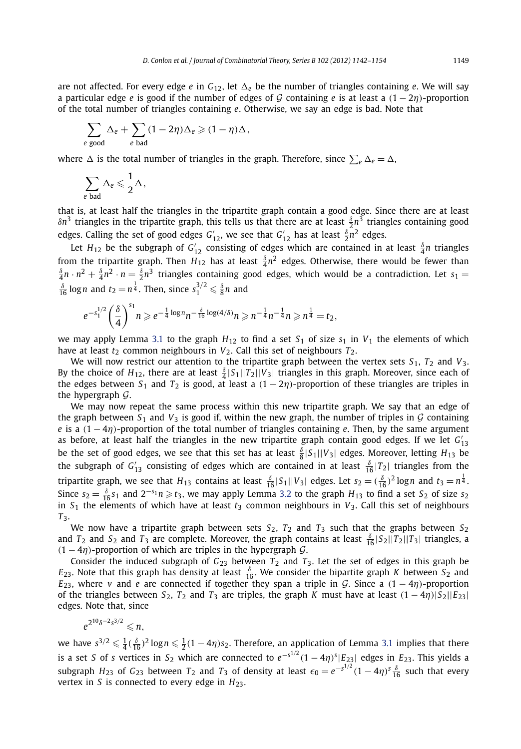are not affected. For every edge $e$ in $G_{12}$, let $\Delta_e$ be the number of triangles containing $e$. We will say a particular edge $e$ is good if the number of edges of $\mathcal{G}$ containing $e$ is at least a $(1-2\eta)$-proportion of the total number of triangles containing $e$. Otherwise, we say an edge is bad. Note that

$$\sum_{e \text{ good}} \Delta_e + \sum_{e \text{ bad}} (1-2\eta)\Delta_e \geqslant (1-\eta)\Delta,$$

where $\Delta$ is the total number of triangles in the graph. Therefore, since $\sum_e \Delta_e = \Delta$,

$$\sum_{e \text{ bad}} \Delta_e \leqslant \frac{1}{2}\Delta,$$

that is, at least half the triangles in the tripartite graph contain a good edge. Since there are at least $\delta n^3$ triangles in the tripartite graph, this tells us that there are at least $\frac{\delta}{2}n^3$ triangles containing good edges. Calling the set of good edges $G'_{12}$, we see that $G'_{12}$ has at least $\frac{\delta}{2}n^2$ edges.

Let $H_{12}$ be the subgraph of $G'_{12}$ consisting of edges which are contained in at least $\frac{\delta}{4}n$ triangles from the tripartite graph. Then $H_{12}$ has at least $\frac{\delta}{4}n^2$ edges. Otherwise, there would be fewer than $\frac{\delta}{4}n \cdot n^2 + \frac{\delta}{4}n^2 \cdot n = \frac{\delta}{2}n^3$ triangles containing good edges, which would be a contradiction. Let $s_1 = \frac{\delta}{16}\log n$ and $t_2 = n^{\frac{1}{4}}$. Then, since $s_1^{3/2} \leqslant \frac{\delta}{8}n$ and

$$e^{-s_1^{1/2}}\left(\frac{\delta}{4}\right)^{s_1} n \geqslant e^{-\frac{1}{4}\log n} n^{-\frac{\delta}{16}\log(4/\delta)} n \geqslant n^{-\frac{1}{4}} n^{-\frac{1}{4}} n \geqslant n^{\frac{1}{4}} = t_2,$$

we may apply Lemma 3.1 to the graph $H_{12}$ to find a set $S_1$ of size $s_1$ in $V_1$ the elements of which have at least $t_2$ common neighbours in $V_2$. Call this set of neighbours $T_2$.

We will now restrict our attention to the tripartite graph between the vertex sets $S_1$, $T_2$ and $V_3$. By the choice of $H_{12}$, there are at least $\frac{\delta}{4}|S_1||T_2||V_3|$ triangles in this graph. Moreover, since each of the edges between $S_1$ and $T_2$ is good, at least a $(1-2\eta)$-proportion of these triangles are triples in the hypergraph $\mathcal{G}$.

We may now repeat the same process within this new tripartite graph. We say that an edge of the graph between $S_1$ and $V_3$ is good if, within the new graph, the number of triples in $\mathcal{G}$ containing $e$ is a $(1-4\eta)$-proportion of the total number of triangles containing $e$. Then, by the same argument as before, at least half the triangles in the new tripartite graph contain good edges. If we let $G'_{13}$ be the set of good edges, we see that this set has at least $\frac{\delta}{8}|S_1||V_3|$ edges. Moreover, letting $H_{13}$ be the subgraph of $G'_{13}$ consisting of edges which are contained in at least $\frac{\delta}{16}|T_2|$ triangles from the tripartite graph, we see that $H_{13}$ contains at least $\frac{\delta}{16}|S_1||V_3|$ edges. Let $s_2 = (\frac{\delta}{16})^2 \log n$ and $t_3 = n^{\frac{1}{4}}$. Since $s_2 = \frac{\delta}{16}s_1$ and $2^{-s_1}n \geqslant t_3$, we may apply Lemma 3.2 to the graph $H_{13}$ to find a set $S_2$ of size $s_2$ in $S_1$ the elements of which have at least $t_3$ common neighbours in $V_3$. Call this set of neighbours $T_3$.

We now have a tripartite graph between sets $S_2$, $T_2$ and $T_3$ such that the graphs between $S_2$ and $T_2$ and $S_2$ and $T_3$ are complete. Moreover, the graph contains at least $\frac{\delta}{16}|S_2||T_2||T_3|$ triangles, a $(1-4\eta)$-proportion of which are triples in the hypergraph $\mathcal{G}$.

Consider the induced subgraph of $G_{23}$ between $T_2$ and $T_3$. Let the set of edges in this graph be $E_{23}$. Note that this graph has density at least $\frac{\delta}{16}$. We consider the bipartite graph $K$ between $S_2$ and $E_{23}$, where $v$ and $e$ are connected if together they span a triple in $\mathcal{G}$. Since a $(1-4\eta)$-proportion of the triangles between $S_2$, $T_2$ and $T_3$ are triples, the graph $K$ must have at least $(1-4\eta)|S_2||E_{23}|$ edges. Note that, since

$$e^{2^{10}\delta^{-2}s^{3/2}} \leqslant n,$$

we have $s^{3/2} \leqslant \frac{1}{4}(\frac{\delta}{16})^2 \log n \leqslant \frac{1}{2}(1-4\eta)s_2$. Therefore, an application of Lemma 3.1 implies that there is a set $S$ of $s$ vertices in $S_2$ which are connected to $e^{-s^{1/2}}(1-4\eta)^s|E_{23}|$ edges in $E_{23}$. This yields a subgraph $H_{23}$ of $G_{23}$ between $T_2$ and $T_3$ of density at least $\epsilon_0 = e^{-s^{1/2}}(1-4\eta)^s\frac{\delta}{16}$ such that every vertex in $S$ is connected to every edge in $H_{23}$.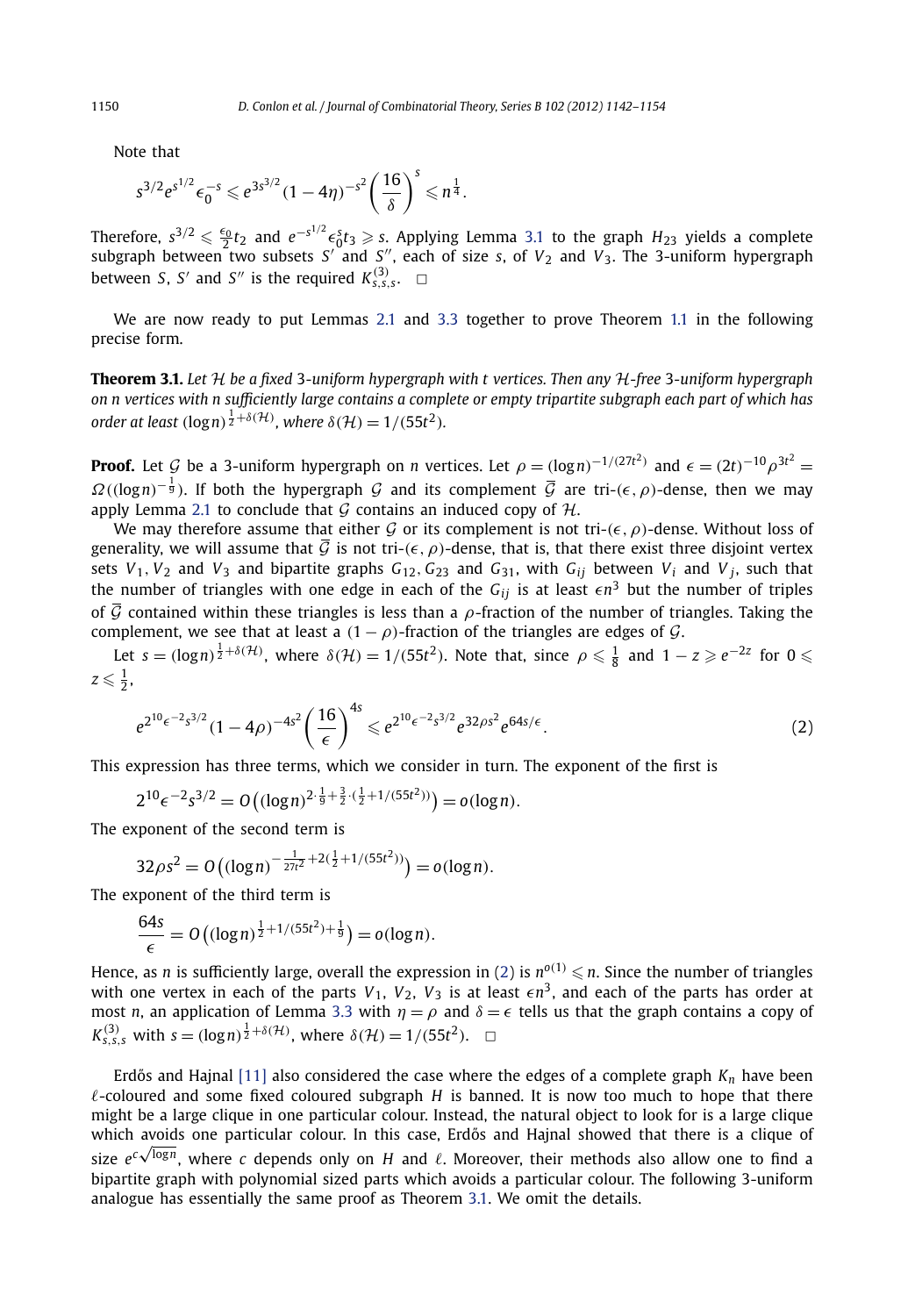Note that

$$s^{3/2}e^{s^{1/2}}\epsilon_0^{-s} \leqslant e^{3s^{3/2}}(1-4\eta)^{-s^2}\left(\frac{16}{\delta}\right)^s \leqslant n^{\frac{1}{4}}.$$

Therefore, $s^{3/2} \leqslant \frac{\epsilon_0}{2}t_2$ and $e^{-s^{1/2}}\epsilon_0^s t_3 \geqslant s$. Applying Lemma 3.1 to the graph $H_{23}$ yields a complete subgraph between two subsets $S'$ and $S''$, each of size $s$, of $V_2$ and $V_3$. The 3-uniform hypergraph between $S$, $S'$ and $S''$ is the required $K^{(3)}_{s,s,s}$. $\square$

We are now ready to put Lemmas 2.1 and 3.3 together to prove Theorem 1.1 in the following precise form.

**Theorem 3.1.** *Let $\mathcal{H}$ be a fixed 3-uniform hypergraph with $t$ vertices. Then any $\mathcal{H}$-free 3-uniform hypergraph on $n$ vertices with $n$ sufficiently large contains a complete or empty tripartite subgraph each part of which has order at least $(\log n)^{\frac{1}{2}+\delta(\mathcal{H})}$, where $\delta(\mathcal{H}) = 1/(55t^2)$.*

**Proof.** Let $\mathcal{G}$ be a 3-uniform hypergraph on $n$ vertices. Let $\rho = (\log n)^{-1/(27t^2)}$ and $\epsilon = (2t)^{-10}\rho^{3t^2} = \Omega((\log n)^{-\frac{1}{9}})$. If both the hypergraph $\mathcal{G}$ and its complement $\overline{\mathcal{G}}$ are tri-$(\epsilon,\rho)$-dense, then we may apply Lemma 2.1 to conclude that $\mathcal{G}$ contains an induced copy of $\mathcal{H}$.

We may therefore assume that either $\mathcal{G}$ or its complement is not tri-$(\epsilon,\rho)$-dense. Without loss of generality, we will assume that $\overline{\mathcal{G}}$ is not tri-$(\epsilon,\rho)$-dense, that is, that there exist three disjoint vertex sets $V_1, V_2$ and $V_3$ and bipartite graphs $G_{12}, G_{23}$ and $G_{31}$, with $G_{ij}$ between $V_i$ and $V_j$, such that the number of triangles with one edge in each of the $G_{ij}$ is at least $\epsilon n^3$ but the number of triples of $\overline{\mathcal{G}}$ contained within these triangles is less than a $\rho$-fraction of the number of triangles. Taking the complement, we see that at least a $(1-\rho)$-fraction of the triangles are edges of $\mathcal{G}$.

Let $s = (\log n)^{\frac{1}{2}+\delta(\mathcal{H})}$, where $\delta(\mathcal{H}) = 1/(55t^2)$. Note that, since $\rho \leqslant \frac{1}{8}$ and $1 - z \geqslant e^{-2z}$ for $0 \leqslant z \leqslant \frac{1}{2}$,

$$e^{2^{10}\epsilon^{-2}s^{3/2}}(1-4\rho)^{-4s^2}\left(\frac{16}{\epsilon}\right)^{4s} \leqslant e^{2^{10}\epsilon^{-2}s^{3/2}}e^{32\rho s^2}e^{64s/\epsilon}. \tag{2}$$

This expression has three terms, which we consider in turn. The exponent of the first is

$$2^{10}\epsilon^{-2}s^{3/2} = O\big((\log n)^{2\cdot\frac{1}{9}+\frac{3}{2}\cdot(\frac{1}{2}+1/(55t^2))}\big) = o(\log n).$$

The exponent of the second term is

$$32\rho s^2 = O\big((\log n)^{-\frac{1}{27t^2}+2(\frac{1}{2}+1/(55t^2))}\big) = o(\log n).$$

The exponent of the third term is

$$\frac{64s}{\epsilon} = O\big((\log n)^{\frac{1}{2}+1/(55t^2)+\frac{1}{9}}\big) = o(\log n).$$

Hence, as $n$ is sufficiently large, overall the expression in (2) is $n^{o(1)} \leqslant n$. Since the number of triangles with one vertex in each of the parts $V_1$, $V_2$, $V_3$ is at least $\epsilon n^3$, and each of the parts has order at most $n$, an application of Lemma 3.3 with $\eta = \rho$ and $\delta = \epsilon$ tells us that the graph contains a copy of $K^{(3)}_{s,s,s}$ with $s = (\log n)^{\frac{1}{2}+\delta(\mathcal{H})}$, where $\delta(\mathcal{H}) = 1/(55t^2)$. $\square$

Erdős and Hajnal [11] also considered the case where the edges of a complete graph $K_n$ have been $\ell$-coloured and some fixed coloured subgraph $H$ is banned. It is now too much to hope that there might be a large clique in one particular colour. Instead, the natural object to look for is a large clique which avoids one particular colour. In this case, Erdős and Hajnal showed that there is a clique of size $e^{c\sqrt{\log n}}$, where $c$ depends only on $H$ and $\ell$. Moreover, their methods also allow one to find a bipartite graph with polynomial sized parts which avoids a particular colour. The following 3-uniform analogue has essentially the same proof as Theorem 3.1. We omit the details.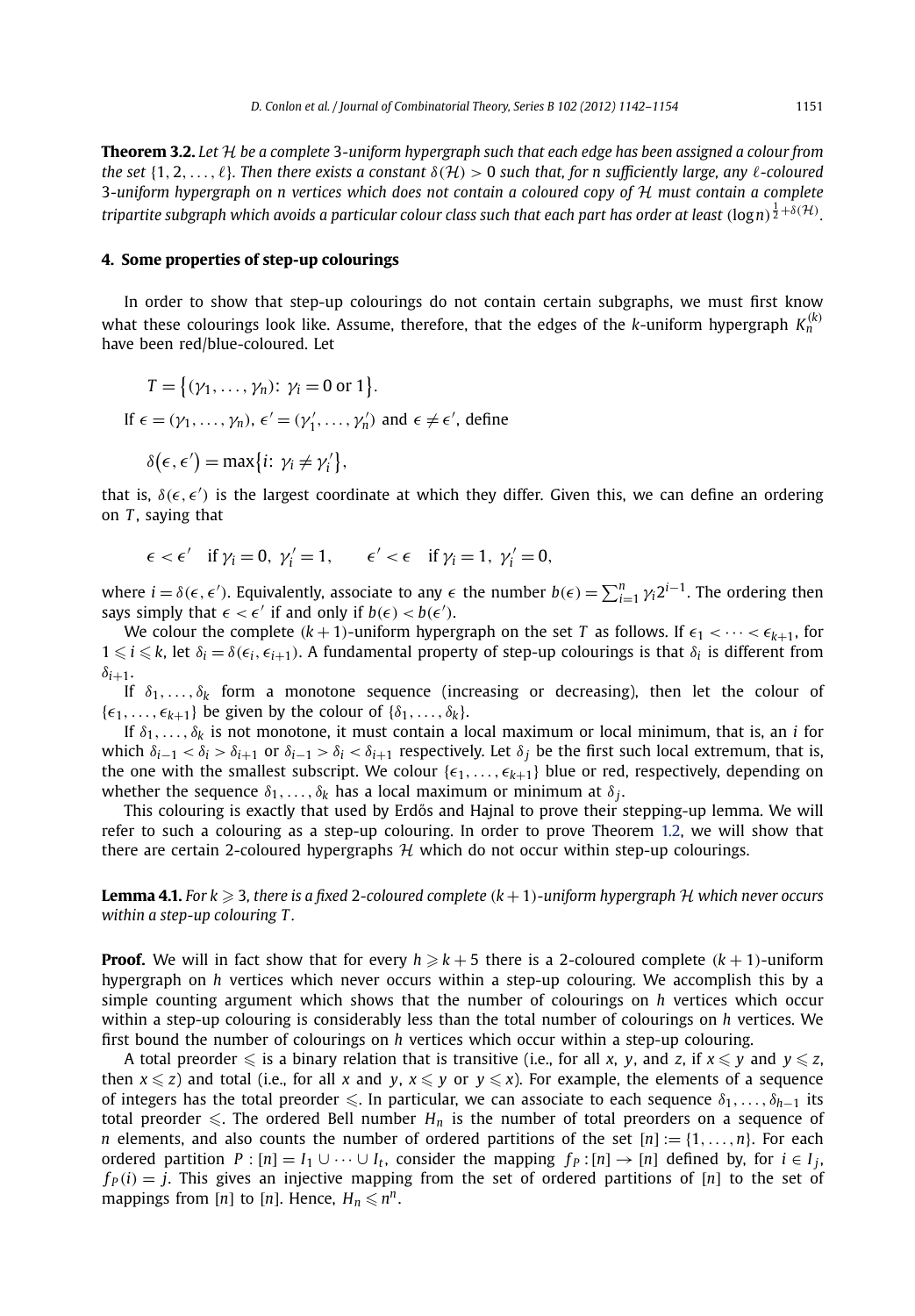**Theorem 3.2.** *Let $\mathcal{H}$ be a complete 3-uniform hypergraph such that each edge has been assigned a colour from the set $\{1, 2, \ldots, \ell\}$. Then there exists a constant $\delta(\mathcal{H}) > 0$ such that, for $n$ sufficiently large, any $\ell$-coloured 3-uniform hypergraph on $n$ vertices which does not contain a coloured copy of $\mathcal{H}$ must contain a complete tripartite subgraph which avoids a particular colour class such that each part has order at least $(\log n)^{\frac{1}{2}+\delta(\mathcal{H})}$.*

## 4. Some properties of step-up colourings

In order to show that step-up colourings do not contain certain subgraphs, we must first know what these colourings look like. Assume, therefore, that the edges of the $k$-uniform hypergraph $K_n^{(k)}$ have been red/blue-coloured. Let

$$T = \{(\gamma_1, \ldots, \gamma_n): \gamma_i = 0 \text{ or } 1\}.$$

If $\epsilon = (\gamma_1, \ldots, \gamma_n)$, $\epsilon' = (\gamma_1', \ldots, \gamma_n')$ and $\epsilon \neq \epsilon'$, define

$$\delta(\epsilon, \epsilon') = \max\{i: \gamma_i \neq \gamma_i'\},$$

that is, $\delta(\epsilon, \epsilon')$ is the largest coordinate at which they differ. Given this, we can define an ordering on $T$, saying that

$$\epsilon < \epsilon' \quad \text{if } \gamma_i = 0,\ \gamma_i' = 1, \qquad \epsilon' < \epsilon \quad \text{if } \gamma_i = 1,\ \gamma_i' = 0,$$

where $i = \delta(\epsilon, \epsilon')$. Equivalently, associate to any $\epsilon$ the number $b(\epsilon) = \sum_{i=1}^{n} \gamma_i 2^{i-1}$. The ordering then says simply that $\epsilon < \epsilon'$ if and only if $b(\epsilon) < b(\epsilon')$.

We colour the complete $(k+1)$-uniform hypergraph on the set $T$ as follows. If $\epsilon_1 < \cdots < \epsilon_{k+1}$, for $1 \leqslant i \leqslant k$, let $\delta_i = \delta(\epsilon_i, \epsilon_{i+1})$. A fundamental property of step-up colourings is that $\delta_i$ is different from $\delta_{i+1}$.

If $\delta_1, \ldots, \delta_k$ form a monotone sequence (increasing or decreasing), then let the colour of $\{\epsilon_1, \ldots, \epsilon_{k+1}\}$ be given by the colour of $\{\delta_1, \ldots, \delta_k\}$.

If $\delta_1, \ldots, \delta_k$ is not monotone, it must contain a local maximum or local minimum, that is, an $i$ for which $\delta_{i-1} < \delta_i > \delta_{i+1}$ or $\delta_{i-1} > \delta_i < \delta_{i+1}$ respectively. Let $\delta_j$ be the first such local extremum, that is, the one with the smallest subscript. We colour $\{\epsilon_1, \ldots, \epsilon_{k+1}\}$ blue or red, respectively, depending on whether the sequence $\delta_1, \ldots, \delta_k$ has a local maximum or minimum at $\delta_j$.

This colouring is exactly that used by Erdős and Hajnal to prove their stepping-up lemma. We will refer to such a colouring as a step-up colouring. In order to prove Theorem 1.2, we will show that there are certain 2-coloured hypergraphs $\mathcal{H}$ which do not occur within step-up colourings.

**Lemma 4.1.** *For $k \geqslant 3$, there is a fixed 2-coloured complete $(k+1)$-uniform hypergraph $\mathcal{H}$ which never occurs within a step-up colouring $T$.*

**Proof.** We will in fact show that for every $h \geqslant k+5$ there is a 2-coloured complete $(k+1)$-uniform hypergraph on $h$ vertices which never occurs within a step-up colouring. We accomplish this by a simple counting argument which shows that the number of colourings on $h$ vertices which occur within a step-up colouring is considerably less than the total number of colourings on $h$ vertices. We first bound the number of colourings on $h$ vertices which occur within a step-up colouring.

A total preorder $\leqslant$ is a binary relation that is transitive (i.e., for all $x$, $y$, and $z$, if $x \leqslant y$ and $y \leqslant z$, then $x \leqslant z$) and total (i.e., for all $x$ and $y$, $x \leqslant y$ or $y \leqslant x$). For example, the elements of a sequence of integers has the total preorder $\leqslant$. In particular, we can associate to each sequence $\delta_1, \ldots, \delta_{h-1}$ its total preorder $\leqslant$. The ordered Bell number $H_n$ is the number of total preorders on a sequence of $n$ elements, and also counts the number of ordered partitions of the set $[n] := \{1, \ldots, n\}$. For each ordered partition $P : [n] = I_1 \cup \cdots \cup I_t$, consider the mapping $f_P : [n] \to [n]$ defined by, for $i \in I_j$, $f_P(i) = j$. This gives an injective mapping from the set of ordered partitions of $[n]$ to the set of mappings from $[n]$ to $[n]$. Hence, $H_n \leqslant n^n$.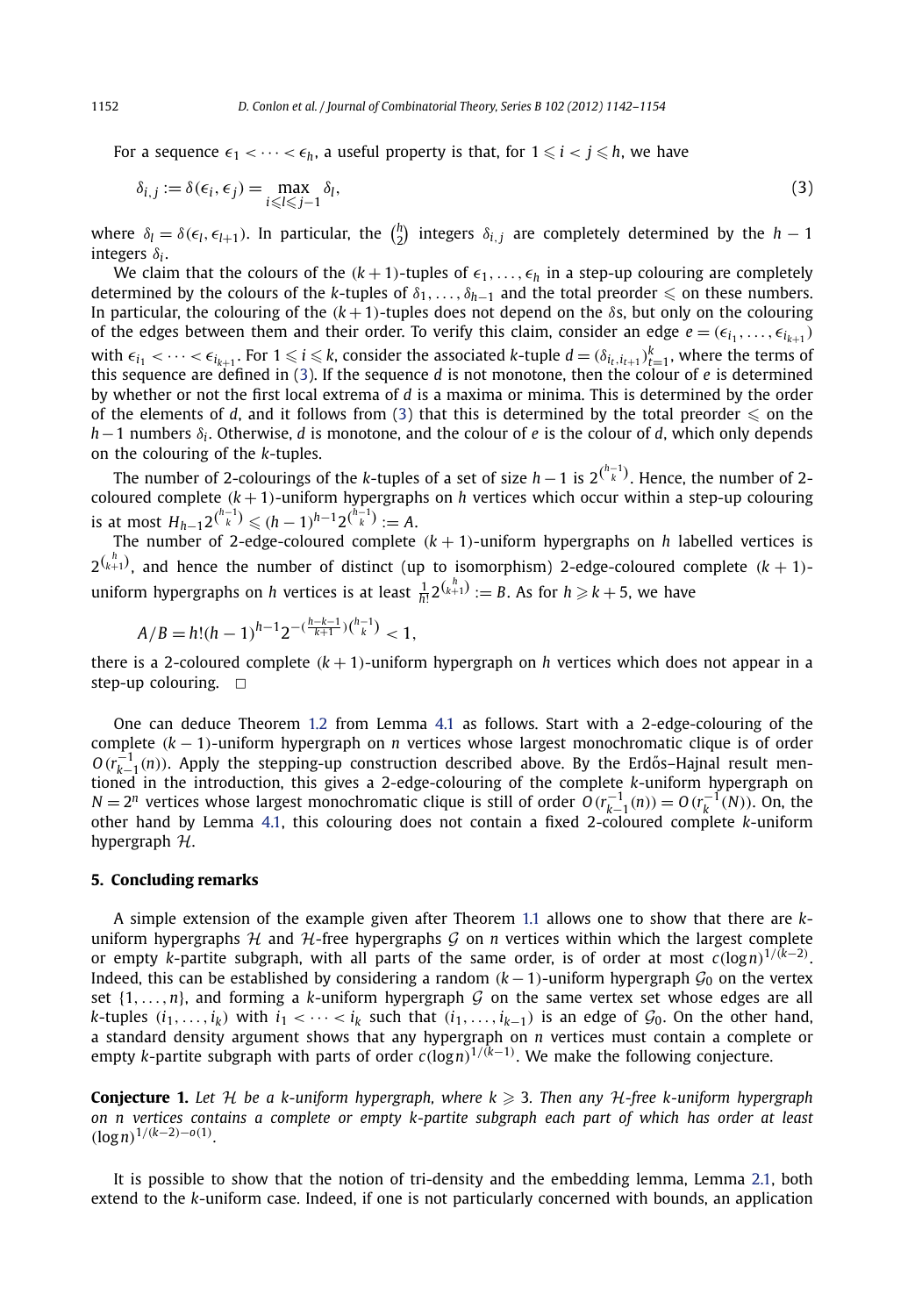For a sequence $\epsilon_1 < \cdots < \epsilon_h$, a useful property is that, for $1 \leqslant i < j \leqslant h$, we have

$$\delta_{i,j} := \delta(\epsilon_i, \epsilon_j) = \max_{i \leqslant l \leqslant j-1} \delta_l, \tag{3}$$

where $\delta_l = \delta(\epsilon_l, \epsilon_{l+1})$. In particular, the $\binom{h}{2}$ integers $\delta_{i,j}$ are completely determined by the $h-1$ integers $\delta_i$.

We claim that the colours of the $(k+1)$-tuples of $\epsilon_1, \ldots, \epsilon_h$ in a step-up colouring are completely determined by the colours of the $k$-tuples of $\delta_1, \ldots, \delta_{h-1}$ and the total preorder $\leqslant$ on these numbers. In particular, the colouring of the $(k+1)$-tuples does not depend on the $\delta$s, but only on the colouring of the edges between them and their order. To verify this claim, consider an edge $e = (\epsilon_{i_1}, \ldots, \epsilon_{i_{k+1}})$ with $\epsilon_{i_1} < \cdots < \epsilon_{i_{k+1}}$. For $1 \leqslant i \leqslant k$, consider the associated $k$-tuple $d = (\delta_{i_t, i_{t+1}})_{t=1}^{k}$, where the terms of this sequence are defined in (3). If the sequence $d$ is not monotone, then the colour of $e$ is determined by whether or not the first local extrema of $d$ is a maxima or minima. This is determined by the order of the elements of $d$, and it follows from (3) that this is determined by the total preorder $\leqslant$ on the $h-1$ numbers $\delta_i$. Otherwise, $d$ is monotone, and the colour of $e$ is the colour of $d$, which only depends on the colouring of the $k$-tuples.

The number of 2-colourings of the $k$-tuples of a set of size $h-1$ is $2^{\binom{h-1}{k}}$. Hence, the number of 2-coloured complete $(k+1)$-uniform hypergraphs on $h$ vertices which occur within a step-up colouring is at most $H_{h-1}2^{\binom{h-1}{k}} \leqslant (h-1)^{h-1}2^{\binom{h-1}{k}} := A$.

The number of 2-edge-coloured complete $(k+1)$-uniform hypergraphs on $h$ labelled vertices is $2^{\binom{h}{k+1}}$, and hence the number of distinct (up to isomorphism) 2-edge-coloured complete $(k+1)$-uniform hypergraphs on $h$ vertices is at least $\frac{1}{h!}2^{\binom{h}{k+1}} := B$. As for $h \geqslant k+5$, we have

$$A/B = h!(h-1)^{h-1}2^{-(\frac{h-k-1}{k+1})\binom{h-1}{k}} < 1,$$

there is a 2-coloured complete $(k+1)$-uniform hypergraph on $h$ vertices which does not appear in a step-up colouring. $\square$

One can deduce Theorem 1.2 from Lemma 4.1 as follows. Start with a 2-edge-colouring of the complete $(k-1)$-uniform hypergraph on $n$ vertices whose largest monochromatic clique is of order $O(r_{k-1}^{-1}(n))$. Apply the stepping-up construction described above. By the Erdős–Hajnal result mentioned in the introduction, this gives a 2-edge-colouring of the complete $k$-uniform hypergraph on $N = 2^n$ vertices whose largest monochromatic clique is still of order $O(r_{k-1}^{-1}(n)) = O(r_k^{-1}(N))$. On, the other hand by Lemma 4.1, this colouring does not contain a fixed 2-coloured complete $k$-uniform hypergraph $\mathcal{H}$.

## 5. Concluding remarks

A simple extension of the example given after Theorem 1.1 allows one to show that there are $k$-uniform hypergraphs $\mathcal{H}$ and $\mathcal{H}$-free hypergraphs $\mathcal{G}$ on $n$ vertices within which the largest complete or empty $k$-partite subgraph, with all parts of the same order, is of order at most $c(\log n)^{1/(k-2)}$. Indeed, this can be established by considering a random $(k-1)$-uniform hypergraph $\mathcal{G}_0$ on the vertex set $\{1, \ldots, n\}$, and forming a $k$-uniform hypergraph $\mathcal{G}$ on the same vertex set whose edges are all $k$-tuples $(i_1, \ldots, i_k)$ with $i_1 < \cdots < i_k$ such that $(i_1, \ldots, i_{k-1})$ is an edge of $\mathcal{G}_0$. On the other hand, a standard density argument shows that any hypergraph on $n$ vertices must contain a complete or empty $k$-partite subgraph with parts of order $c(\log n)^{1/(k-1)}$. We make the following conjecture.

**Conjecture 1.** *Let $\mathcal{H}$ be a $k$-uniform hypergraph, where $k \geqslant 3$. Then any $\mathcal{H}$-free $k$-uniform hypergraph on $n$ vertices contains a complete or empty $k$-partite subgraph each part of which has order at least $(\log n)^{1/(k-2)-o(1)}$.*

It is possible to show that the notion of tri-density and the embedding lemma, Lemma 2.1, both extend to the $k$-uniform case. Indeed, if one is not particularly concerned with bounds, an application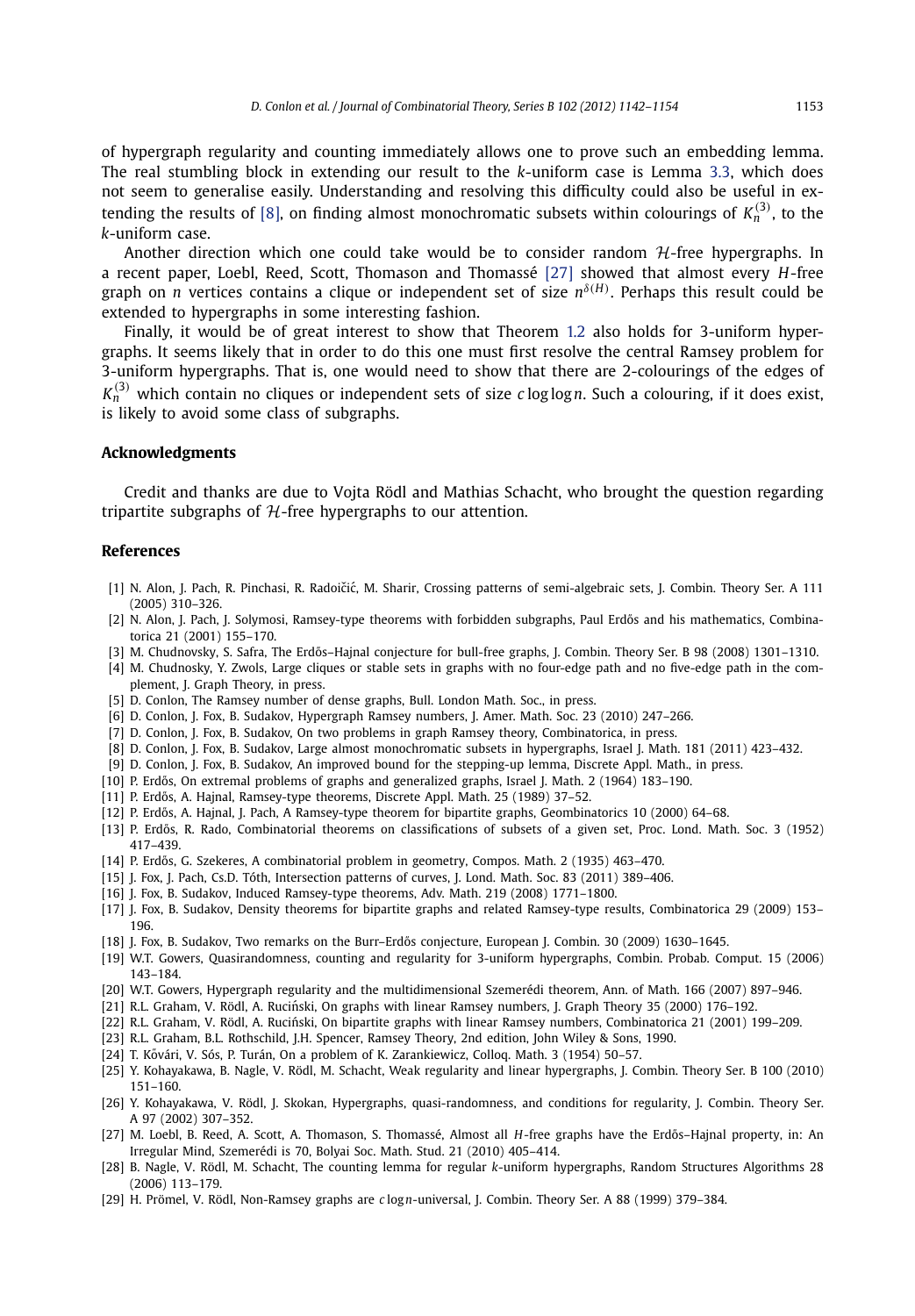of hypergraph regularity and counting immediately allows one to prove such an embedding lemma. The real stumbling block in extending our result to the $k$-uniform case is Lemma 3.3, which does not seem to generalise easily. Understanding and resolving this difficulty could also be useful in extending the results of [8], on finding almost monochromatic subsets within colourings of $K_n^{(3)}$, to the $k$-uniform case.

Another direction which one could take would be to consider random $\mathcal{H}$-free hypergraphs. In a recent paper, Loebl, Reed, Scott, Thomason and Thomassé [27] showed that almost every $H$-free graph on $n$ vertices contains a clique or independent set of size $n^{\delta(H)}$. Perhaps this result could be extended to hypergraphs in some interesting fashion.

Finally, it would be of great interest to show that Theorem 1.2 also holds for 3-uniform hypergraphs. It seems likely that in order to do this one must first resolve the central Ramsey problem for 3-uniform hypergraphs. That is, one would need to show that there are 2-colourings of the edges of $K_n^{(3)}$ which contain no cliques or independent sets of size $c \log \log n$. Such a colouring, if it does exist, is likely to avoid some class of subgraphs.

## Acknowledgments

Credit and thanks are due to Vojta Rödl and Mathias Schacht, who brought the question regarding tripartite subgraphs of $\mathcal{H}$-free hypergraphs to our attention.

## References

[1] N. Alon, J. Pach, R. Pinchasi, R. Radoičić, M. Sharir, Crossing patterns of semi-algebraic sets, J. Combin. Theory Ser. A 111 (2005) 310–326.

[2] N. Alon, J. Pach, J. Solymosi, Ramsey-type theorems with forbidden subgraphs, Paul Erdős and his mathematics, Combinatorica 21 (2001) 155–170.

[3] M. Chudnovsky, S. Safra, The Erdős–Hajnal conjecture for bull-free graphs, J. Combin. Theory Ser. B 98 (2008) 1301–1310.

[4] M. Chudnosky, Y. Zwols, Large cliques or stable sets in graphs with no four-edge path and no five-edge path in the complement, J. Graph Theory, in press.

[5] D. Conlon, The Ramsey number of dense graphs, Bull. London Math. Soc., in press.

[6] D. Conlon, J. Fox, B. Sudakov, Hypergraph Ramsey numbers, J. Amer. Math. Soc. 23 (2010) 247–266.

[7] D. Conlon, J. Fox, B. Sudakov, On two problems in graph Ramsey theory, Combinatorica, in press.

[8] D. Conlon, J. Fox, B. Sudakov, Large almost monochromatic subsets in hypergraphs, Israel J. Math. 181 (2011) 423–432.

[9] D. Conlon, J. Fox, B. Sudakov, An improved bound for the stepping-up lemma, Discrete Appl. Math., in press.

[10] P. Erdős, On extremal problems of graphs and generalized graphs, Israel J. Math. 2 (1964) 183–190.

[11] P. Erdős, A. Hajnal, Ramsey-type theorems, Discrete Appl. Math. 25 (1989) 37–52.

[12] P. Erdős, A. Hajnal, J. Pach, A Ramsey-type theorem for bipartite graphs, Geombinatorics 10 (2000) 64–68.

[13] P. Erdős, R. Rado, Combinatorial theorems on classifications of subsets of a given set, Proc. Lond. Math. Soc. 3 (1952) 417–439.

[14] P. Erdős, G. Szekeres, A combinatorial problem in geometry, Compos. Math. 2 (1935) 463–470.

[15] J. Fox, J. Pach, Cs.D. Tóth, Intersection patterns of curves, J. Lond. Math. Soc. 83 (2011) 389–406.

[16] J. Fox, B. Sudakov, Induced Ramsey-type theorems, Adv. Math. 219 (2008) 1771–1800.

[17] J. Fox, B. Sudakov, Density theorems for bipartite graphs and related Ramsey-type results, Combinatorica 29 (2009) 153–196.

[18] J. Fox, B. Sudakov, Two remarks on the Burr–Erdős conjecture, European J. Combin. 30 (2009) 1630–1645.

[19] W.T. Gowers, Quasirandomness, counting and regularity for 3-uniform hypergraphs, Combin. Probab. Comput. 15 (2006) 143–184.

[20] W.T. Gowers, Hypergraph regularity and the multidimensional Szemerédi theorem, Ann. of Math. 166 (2007) 897–946.

[21] R.L. Graham, V. Rödl, A. Ruciński, On graphs with linear Ramsey numbers, J. Graph Theory 35 (2000) 176–192.

[22] R.L. Graham, V. Rödl, A. Ruciński, On bipartite graphs with linear Ramsey numbers, Combinatorica 21 (2001) 199–209.

[23] R.L. Graham, B.L. Rothschild, J.H. Spencer, Ramsey Theory, 2nd edition, John Wiley & Sons, 1990.

[24] T. Kővári, V. Sós, P. Turán, On a problem of K. Zarankiewicz, Colloq. Math. 3 (1954) 50–57.

[25] Y. Kohayakawa, B. Nagle, V. Rödl, M. Schacht, Weak regularity and linear hypergraphs, J. Combin. Theory Ser. B 100 (2010) 151–160.

[26] Y. Kohayakawa, V. Rödl, J. Skokan, Hypergraphs, quasi-randomness, and conditions for regularity, J. Combin. Theory Ser. A 97 (2002) 307–352.

[27] M. Loebl, B. Reed, A. Scott, A. Thomason, S. Thomassé, Almost all $H$-free graphs have the Erdős–Hajnal property, in: An Irregular Mind, Szemerédi is 70, Bolyai Soc. Math. Stud. 21 (2010) 405–414.

[28] B. Nagle, V. Rödl, M. Schacht, The counting lemma for regular $k$-uniform hypergraphs, Random Structures Algorithms 28 (2006) 113–179.

[29] H. Prömel, V. Rödl, Non-Ramsey graphs are $c \log n$-universal, J. Combin. Theory Ser. A 88 (1999) 379–384.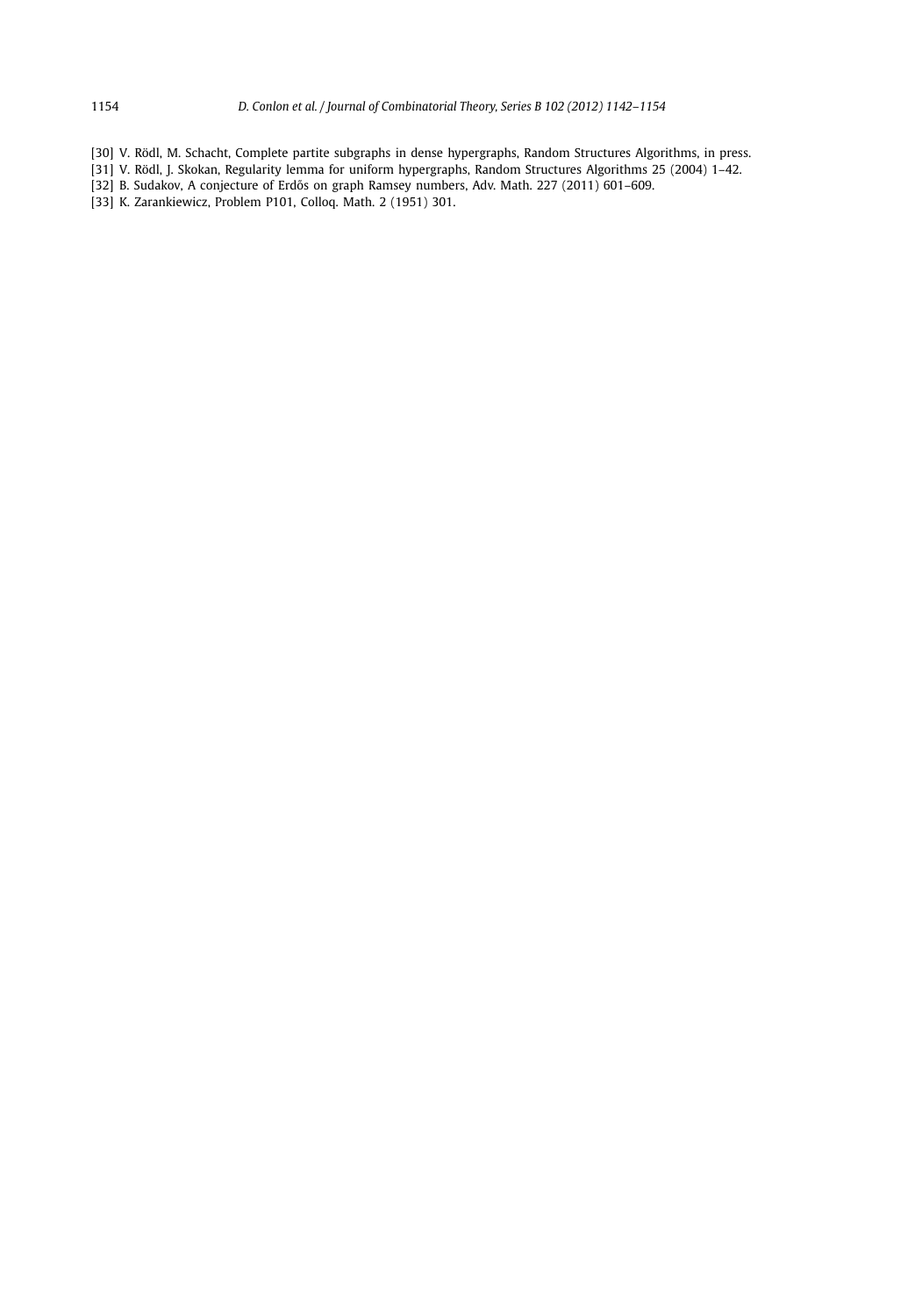[30] V. Rödl, M. Schacht, Complete partite subgraphs in dense hypergraphs, Random Structures Algorithms, in press.

[31] V. Rödl, J. Skokan, Regularity lemma for uniform hypergraphs, Random Structures Algorithms 25 (2004) 1–42.

[32] B. Sudakov, A conjecture of Erdős on graph Ramsey numbers, Adv. Math. 227 (2011) 601–609.

[33] K. Zarankiewicz, Problem P101, Colloq. Math. 2 (1951) 301.